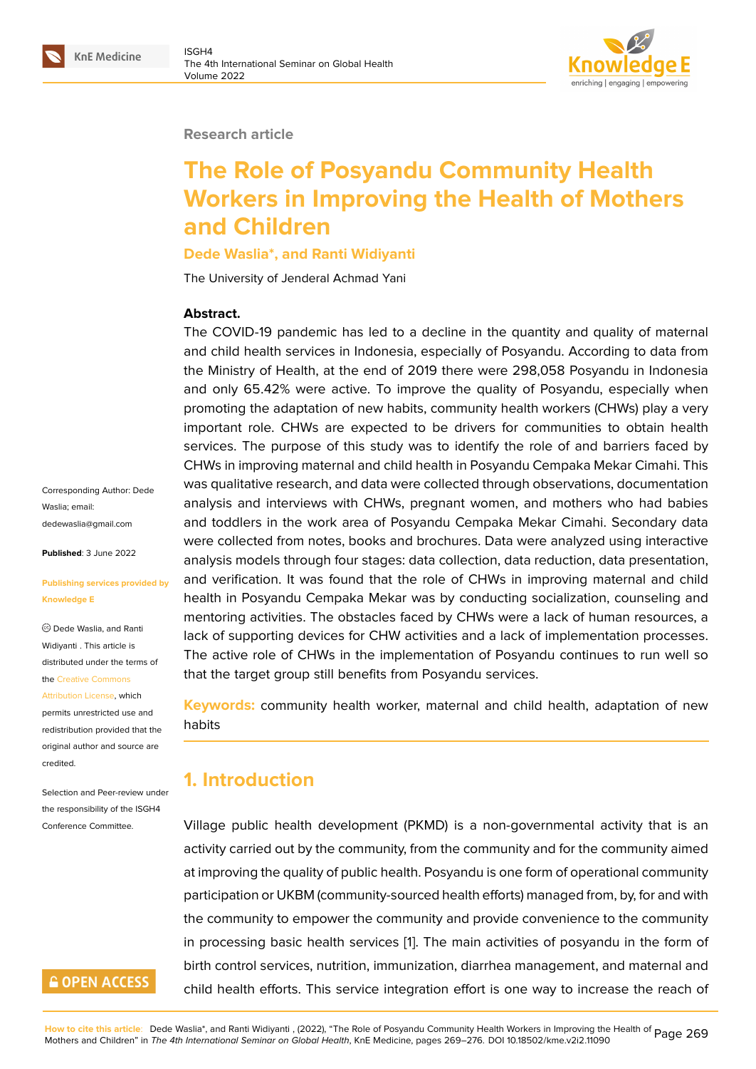Research article

# The Role of Posyandu Community Health Workers in Improving the Health of Mothers and Children

**Dede Waslia*, and Ranti Widiyanti**

The University of Jenderal Achmad Yani

**Abstract.**
The COVID-19 pandemic has led to a decline in the quantity and quality of maternal and child health services in Indonesia, especially of Posyandu. According to data from the Ministry of Health, at the end of 2019 there were 298,058 Posyandu in Indonesia and only 65.42% were active. To improve the quality of Posyandu, especially when promoting the adaptation of new habits, community health workers (CHWs) play a very important role. CHWs are expected to be drivers for communities to obtain health services. The purpose of this study was to identify the role of and barriers faced by CHWs in improving maternal and child health in Posyandu Cempaka Mekar Cimahi. This was qualitative research, and data were collected through observations, documentation analysis and interviews with CHWs, pregnant women, and mothers who had babies and toddlers in the work area of Posyandu Cempaka Mekar Cimahi. Secondary data were collected from notes, books and brochures. Data were analyzed using interactive analysis models through four stages: data collection, data reduction, data presentation, and verification. It was found that the role of CHWs in improving maternal and child health in Posyandu Cempaka Mekar was by conducting socialization, counseling and mentoring activities. The obstacles faced by CHWs were a lack of human resources, a lack of supporting devices for CHW activities and a lack of implementation processes. The active role of CHWs in the implementation of Posyandu continues to run well so that the target group still benefits from Posyandu services.

**Keywords:** community health worker, maternal and child health, adaptation of new habits

Corresponding Author: Dede Waslia; email: dedewaslia@gmail.com

**Published**: 3 June 2022

**Publishing services provided by Knowledge E**

© Dede Waslia, and Ranti Widiyanti . This article is distributed under the terms of the Creative Commons Attribution License, which permits unrestricted use and redistribution provided that the original author and source are credited.

Selection and Peer-review under the responsibility of the ISGH4 Conference Committee.

## 1. Introduction

Village public health development (PKMD) is a non-governmental activity that is an activity carried out by the community, from the community and for the community aimed at improving the quality of public health. Posyandu is one form of operational community participation or UKBM (community-sourced health efforts) managed from, by, for and with the community to empower the community and provide convenience to the community in processing basic health services [1]. The main activities of posyandu in the form of birth control services, nutrition, immunization, diarrhea management, and maternal and child health efforts. This service integration effort is one way to increase the reach of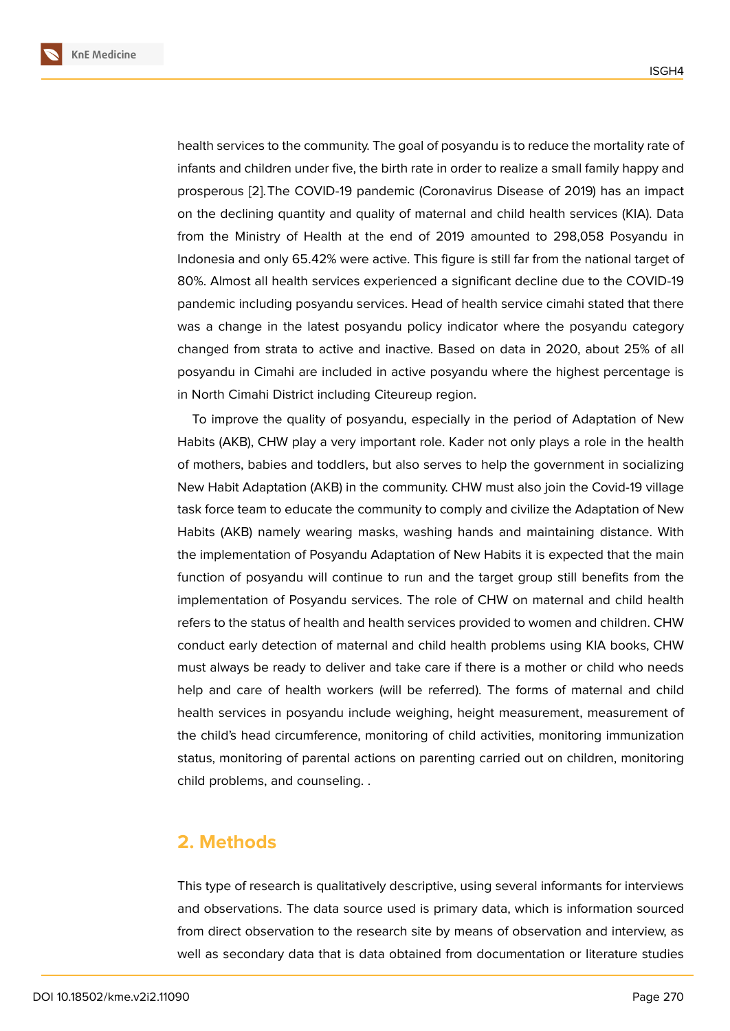health services to the community. The goal of posyandu is to reduce the mortality rate of infants and children under five, the birth rate in order to realize a small family happy and prosperous [2]. The COVID-19 pandemic (Coronavirus Disease of 2019) has an impact on the declining quantity and quality of maternal and child health services (KIA). Data from the Ministry of Health at the end of 2019 amounted to 298,058 Posyandu in Indonesia and only 65.42% were active. This figure is still far from the national target of 80%. Almost all health services experienced a significant decline due to the COVID-19 pandemic including posyandu services. Head of health service cimahi stated that there was a change in the latest posyandu policy indicator where the posyandu category changed from strata to active and inactive. Based on data in 2020, about 25% of all posyandu in Cimahi are included in active posyandu where the highest percentage is in North Cimahi District including Citeureup region.

To improve the quality of posyandu, especially in the period of Adaptation of New Habits (AKB), CHW play a very important role. Kader not only plays a role in the health of mothers, babies and toddlers, but also serves to help the government in socializing New Habit Adaptation (AKB) in the community. CHW must also join the Covid-19 village task force team to educate the community to comply and civilize the Adaptation of New Habits (AKB) namely wearing masks, washing hands and maintaining distance. With the implementation of Posyandu Adaptation of New Habits it is expected that the main function of posyandu will continue to run and the target group still benefits from the implementation of Posyandu services. The role of CHW on maternal and child health refers to the status of health and health services provided to women and children. CHW conduct early detection of maternal and child health problems using KIA books, CHW must always be ready to deliver and take care if there is a mother or child who needs help and care of health workers (will be referred). The forms of maternal and child health services in posyandu include weighing, height measurement, measurement of the child's head circumference, monitoring of child activities, monitoring immunization status, monitoring of parental actions on parenting carried out on children, monitoring child problems, and counseling. .

## 2. Methods

This type of research is qualitatively descriptive, using several informants for interviews and observations. The data source used is primary data, which is information sourced from direct observation to the research site by means of observation and interview, as well as secondary data that is data obtained from documentation or literature studies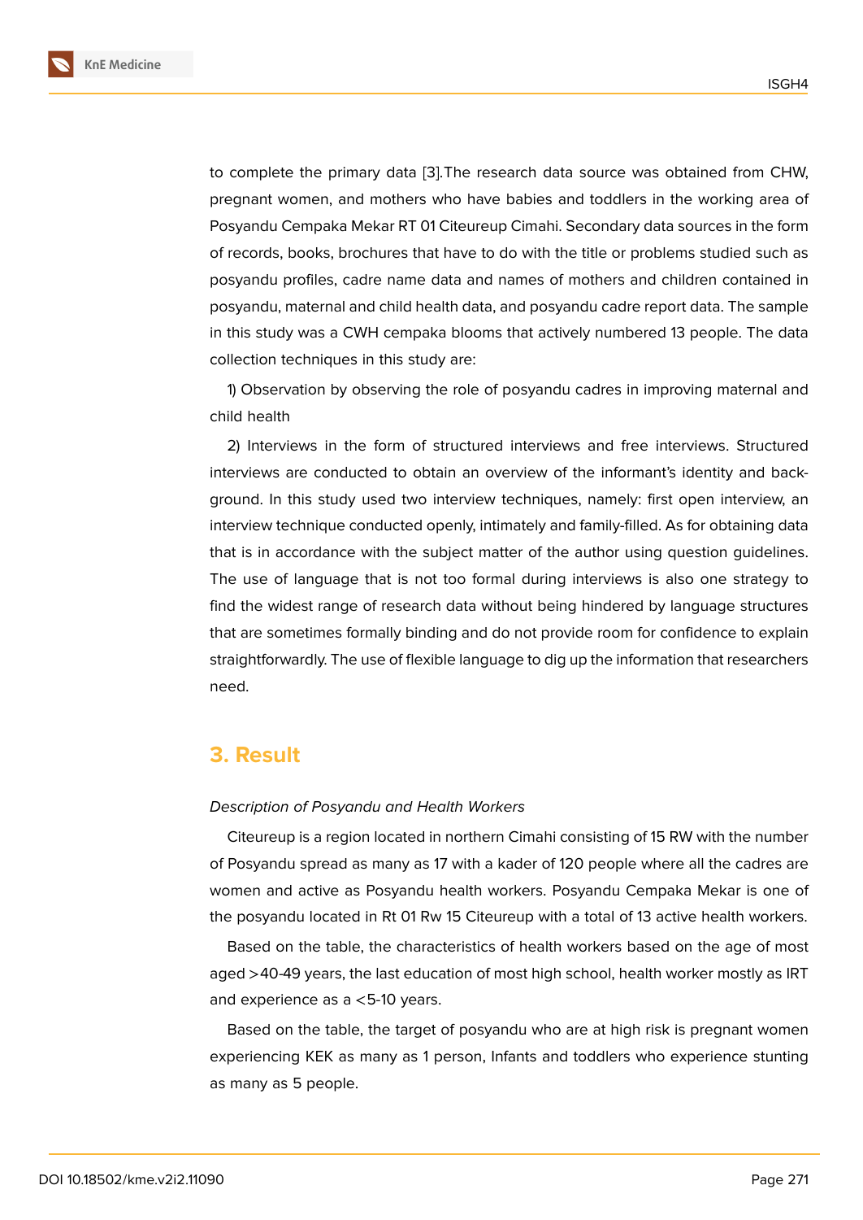to complete the primary data [3].The research data source was obtained from CHW, pregnant women, and mothers who have babies and toddlers in the working area of Posyandu Cempaka Mekar RT 01 Citeureup Cimahi. Secondary data sources in the form of records, books, brochures that have to do with the title or problems studied such as posyandu profiles, cadre name data and names of mothers and children contained in posyandu, maternal and child health data, and posyandu cadre report data. The sample in this study was a CWH cempaka blooms that actively numbered 13 people. The data collection techniques in this study are:

1) Observation by observing the role of posyandu cadres in improving maternal and child health

2) Interviews in the form of structured interviews and free interviews. Structured interviews are conducted to obtain an overview of the informant's identity and background. In this study used two interview techniques, namely: first open interview, an interview technique conducted openly, intimately and family-filled. As for obtaining data that is in accordance with the subject matter of the author using question guidelines. The use of language that is not too formal during interviews is also one strategy to find the widest range of research data without being hindered by language structures that are sometimes formally binding and do not provide room for confidence to explain straightforwardly. The use of flexible language to dig up the information that researchers need.

## 3. Result

*Description of Posyandu and Health Workers*

Citeureup is a region located in northern Cimahi consisting of 15 RW with the number of Posyandu spread as many as 17 with a kader of 120 people where all the cadres are women and active as Posyandu health workers. Posyandu Cempaka Mekar is one of the posyandu located in Rt 01 Rw 15 Citeureup with a total of 13 active health workers.

Based on the table, the characteristics of health workers based on the age of most aged >40-49 years, the last education of most high school, health worker mostly as IRT and experience as a <5-10 years.

Based on the table, the target of posyandu who are at high risk is pregnant women experiencing KEK as many as 1 person, Infants and toddlers who experience stunting as many as 5 people.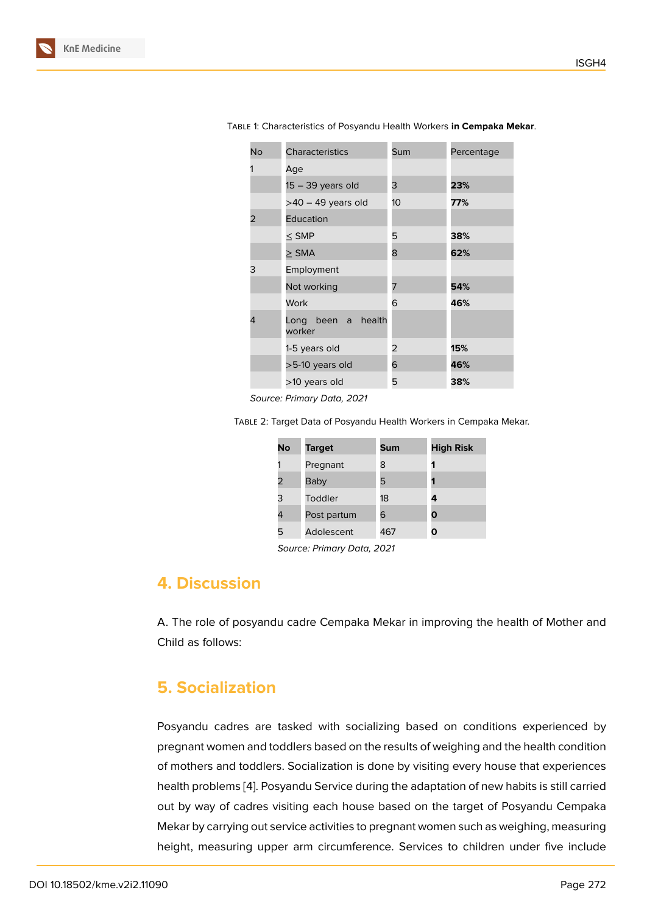Table 1: Characteristics of Posyandu Health Workers **in Cempaka Mekar**.

| No | Characteristics | Sum | Percentage |
|---|---|---|---|
| 1 | Age | | |
| | 15 – 39 years old | 3 | **23%** |
| | >40 – 49 years old | 10 | **77%** |
| 2 | Education | | |
| | ≤ SMP | 5 | **38%** |
| | ≥ SMA | 8 | **62%** |
| 3 | Employment | | |
| | Not working | 7 | **54%** |
| | Work | 6 | **46%** |
| 4 | Long been a health worker | | |
| | 1-5 years old | 2 | **15%** |
| | >5-10 years old | 6 | **46%** |
| | >10 years old | 5 | **38%** |

*Source: Primary Data, 2021*

Table 2: Target Data of Posyandu Health Workers in Cempaka Mekar.

| **No** | **Target** | **Sum** | **High Risk** |
|---|---|---|---|
| 1 | Pregnant | 8 | **1** |
| 2 | Baby | 5 | **1** |
| 3 | Toddler | 18 | **4** |
| 4 | Post partum | 6 | **0** |
| 5 | Adolescent | 467 | **0** |

*Source: Primary Data, 2021*

## 4. Discussion

A. The role of posyandu cadre Cempaka Mekar in improving the health of Mother and Child as follows:

## 5. Socialization

Posyandu cadres are tasked with socializing based on conditions experienced by pregnant women and toddlers based on the results of weighing and the health condition of mothers and toddlers. Socialization is done by visiting every house that experiences health problems [4]. Posyandu Service during the adaptation of new habits is still carried out by way of cadres visiting each house based on the target of Posyandu Cempaka Mekar by carrying out service activities to pregnant women such as weighing, measuring height, measuring upper arm circumference. Services to children under five include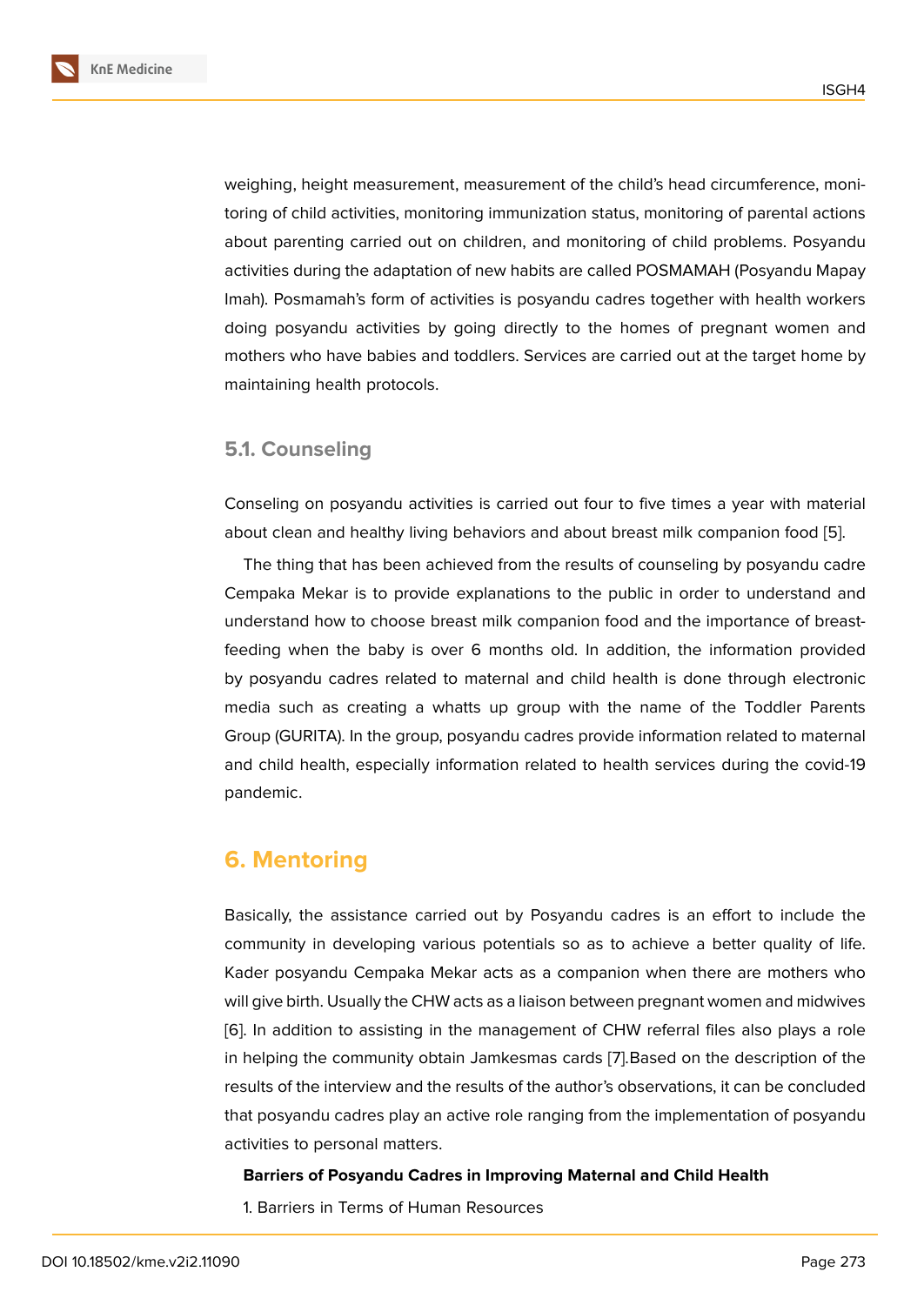weighing, height measurement, measurement of the child's head circumference, monitoring of child activities, monitoring immunization status, monitoring of parental actions about parenting carried out on children, and monitoring of child problems. Posyandu activities during the adaptation of new habits are called POSMAMAH (Posyandu Mapay Imah). Posmamah's form of activities is posyandu cadres together with health workers doing posyandu activities by going directly to the homes of pregnant women and mothers who have babies and toddlers. Services are carried out at the target home by maintaining health protocols.

### 5.1. Counseling

Conseling on posyandu activities is carried out four to five times a year with material about clean and healthy living behaviors and about breast milk companion food [5].

The thing that has been achieved from the results of counseling by posyandu cadre Cempaka Mekar is to provide explanations to the public in order to understand and understand how to choose breast milk companion food and the importance of breastfeeding when the baby is over 6 months old. In addition, the information provided by posyandu cadres related to maternal and child health is done through electronic media such as creating a whatts up group with the name of the Toddler Parents Group (GURITA). In the group, posyandu cadres provide information related to maternal and child health, especially information related to health services during the covid-19 pandemic.

## 6. Mentoring

Basically, the assistance carried out by Posyandu cadres is an effort to include the community in developing various potentials so as to achieve a better quality of life. Kader posyandu Cempaka Mekar acts as a companion when there are mothers who will give birth. Usually the CHW acts as a liaison between pregnant women and midwives [6]. In addition to assisting in the management of CHW referral files also plays a role in helping the community obtain Jamkesmas cards [7].Based on the description of the results of the interview and the results of the author's observations, it can be concluded that posyandu cadres play an active role ranging from the implementation of posyandu activities to personal matters.

**Barriers of Posyandu Cadres in Improving Maternal and Child Health**

1. Barriers in Terms of Human Resources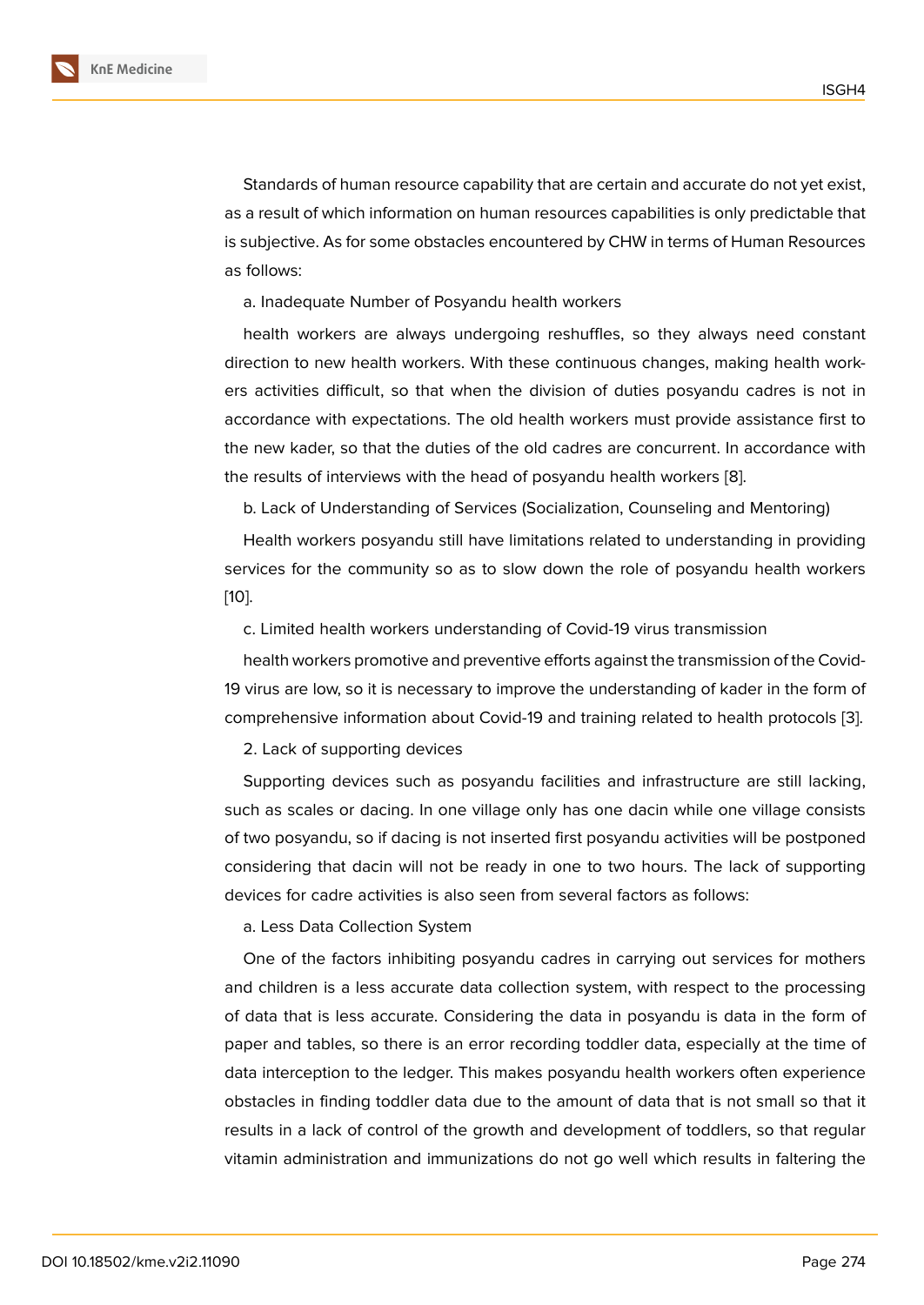Standards of human resource capability that are certain and accurate do not yet exist, as a result of which information on human resources capabilities is only predictable that is subjective. As for some obstacles encountered by CHW in terms of Human Resources as follows:

a. Inadequate Number of Posyandu health workers

health workers are always undergoing reshuffles, so they always need constant direction to new health workers. With these continuous changes, making health workers activities difficult, so that when the division of duties posyandu cadres is not in accordance with expectations. The old health workers must provide assistance first to the new kader, so that the duties of the old cadres are concurrent. In accordance with the results of interviews with the head of posyandu health workers [8].

b. Lack of Understanding of Services (Socialization, Counseling and Mentoring)

Health workers posyandu still have limitations related to understanding in providing services for the community so as to slow down the role of posyandu health workers [10].

c. Limited health workers understanding of Covid-19 virus transmission

health workers promotive and preventive efforts against the transmission of the Covid-19 virus are low, so it is necessary to improve the understanding of kader in the form of comprehensive information about Covid-19 and training related to health protocols [3].

2. Lack of supporting devices

Supporting devices such as posyandu facilities and infrastructure are still lacking, such as scales or dacing. In one village only has one dacin while one village consists of two posyandu, so if dacing is not inserted first posyandu activities will be postponed considering that dacin will not be ready in one to two hours. The lack of supporting devices for cadre activities is also seen from several factors as follows:

a. Less Data Collection System

One of the factors inhibiting posyandu cadres in carrying out services for mothers and children is a less accurate data collection system, with respect to the processing of data that is less accurate. Considering the data in posyandu is data in the form of paper and tables, so there is an error recording toddler data, especially at the time of data interception to the ledger. This makes posyandu health workers often experience obstacles in finding toddler data due to the amount of data that is not small so that it results in a lack of control of the growth and development of toddlers, so that regular vitamin administration and immunizations do not go well which results in faltering the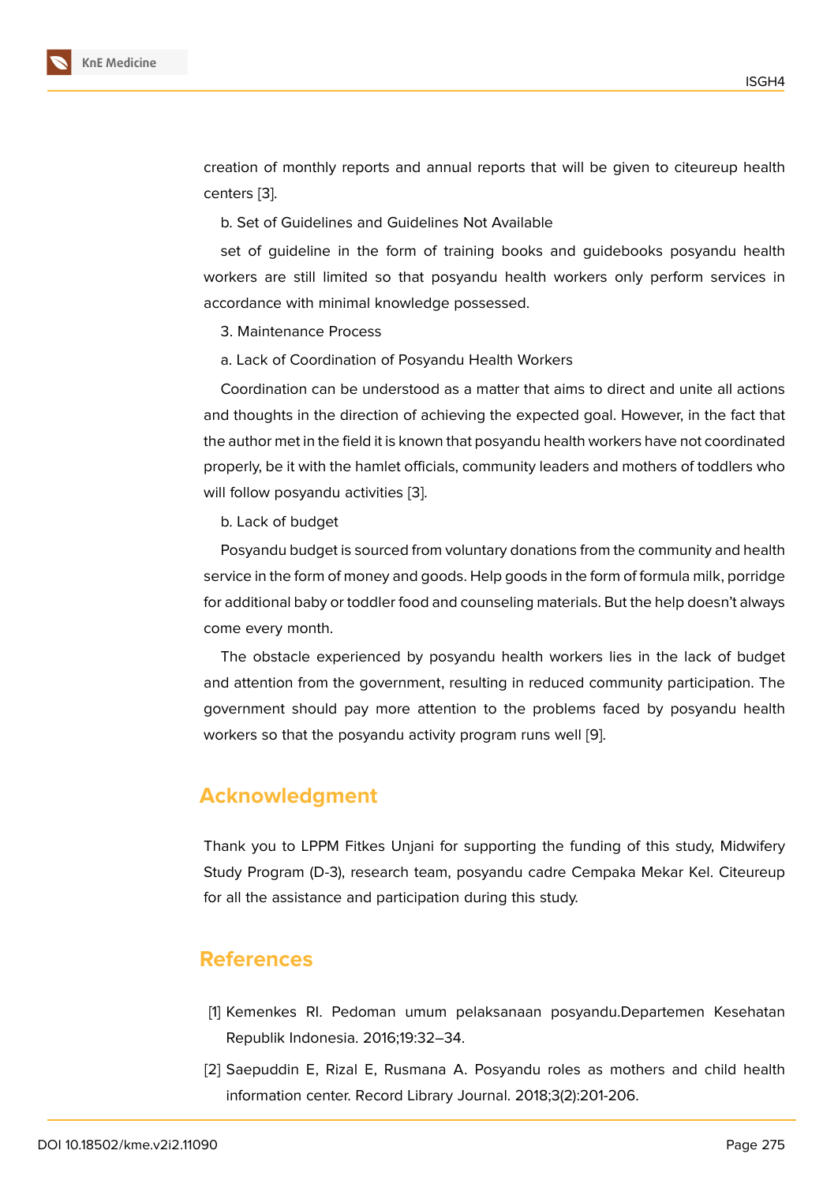creation of monthly reports and annual reports that will be given to citeureup health centers [3].

b. Set of Guidelines and Guidelines Not Available

set of guideline in the form of training books and guidebooks posyandu health workers are still limited so that posyandu health workers only perform services in accordance with minimal knowledge possessed.

3. Maintenance Process

a. Lack of Coordination of Posyandu Health Workers

Coordination can be understood as a matter that aims to direct and unite all actions and thoughts in the direction of achieving the expected goal. However, in the fact that the author met in the field it is known that posyandu health workers have not coordinated properly, be it with the hamlet officials, community leaders and mothers of toddlers who will follow posyandu activities [3].

b. Lack of budget

Posyandu budget is sourced from voluntary donations from the community and health service in the form of money and goods. Help goods in the form of formula milk, porridge for additional baby or toddler food and counseling materials. But the help doesn't always come every month.

The obstacle experienced by posyandu health workers lies in the lack of budget and attention from the government, resulting in reduced community participation. The government should pay more attention to the problems faced by posyandu health workers so that the posyandu activity program runs well [9].

## Acknowledgment

Thank you to LPPM Fitkes Unjani for supporting the funding of this study, Midwifery Study Program (D-3), research team, posyandu cadre Cempaka Mekar Kel. Citeureup for all the assistance and participation during this study.

## References

[1] Kemenkes RI. Pedoman umum pelaksanaan posyandu.Departemen Kesehatan Republik Indonesia. 2016;19:32–34.

[2] Saepuddin E, Rizal E, Rusmana A. Posyandu roles as mothers and child health information center. Record Library Journal. 2018;3(2):201-206.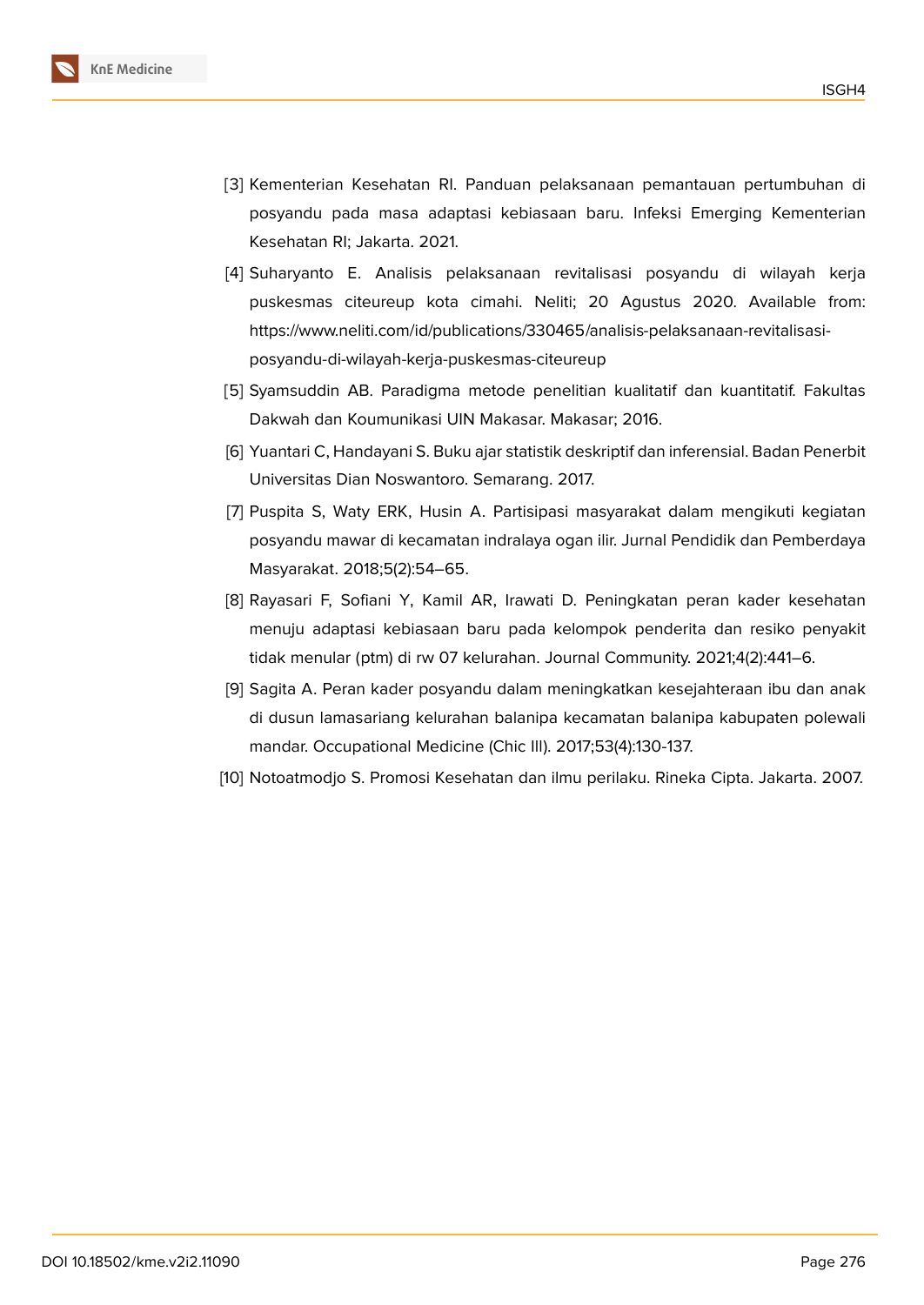[3] Kementerian Kesehatan RI. Panduan pelaksanaan pemantauan pertumbuhan di posyandu pada masa adaptasi kebiasaan baru. Infeksi Emerging Kementerian Kesehatan RI; Jakarta. 2021.

[4] Suharyanto E. Analisis pelaksanaan revitalisasi posyandu di wilayah kerja puskesmas citeureup kota cimahi. Neliti; 20 Agustus 2020. Available from: https://www.neliti.com/id/publications/330465/analisis-pelaksanaan-revitalisasi-posyandu-di-wilayah-kerja-puskesmas-citeureup

[5] Syamsuddin AB. Paradigma metode penelitian kualitatif dan kuantitatif. Fakultas Dakwah dan Koumunikasi UIN Makasar. Makasar; 2016.

[6] Yuantari C, Handayani S. Buku ajar statistik deskriptif dan inferensial. Badan Penerbit Universitas Dian Noswantoro. Semarang. 2017.

[7] Puspita S, Waty ERK, Husin A. Partisipasi masyarakat dalam mengikuti kegiatan posyandu mawar di kecamatan indralaya ogan ilir. Jurnal Pendidik dan Pemberdaya Masyarakat. 2018;5(2):54–65.

[8] Rayasari F, Sofiani Y, Kamil AR, Irawati D. Peningkatan peran kader kesehatan menuju adaptasi kebiasaan baru pada kelompok penderita dan resiko penyakit tidak menular (ptm) di rw 07 kelurahan. Journal Community. 2021;4(2):441–6.

[9] Sagita A. Peran kader posyandu dalam meningkatkan kesejahteraan ibu dan anak di dusun lamasariang kelurahan balanipa kecamatan balanipa kabupaten polewali mandar. Occupational Medicine (Chic Ill). 2017;53(4):130-137.

[10] Notoatmodjo S. Promosi Kesehatan dan ilmu perilaku. Rineka Cipta. Jakarta. 2007.